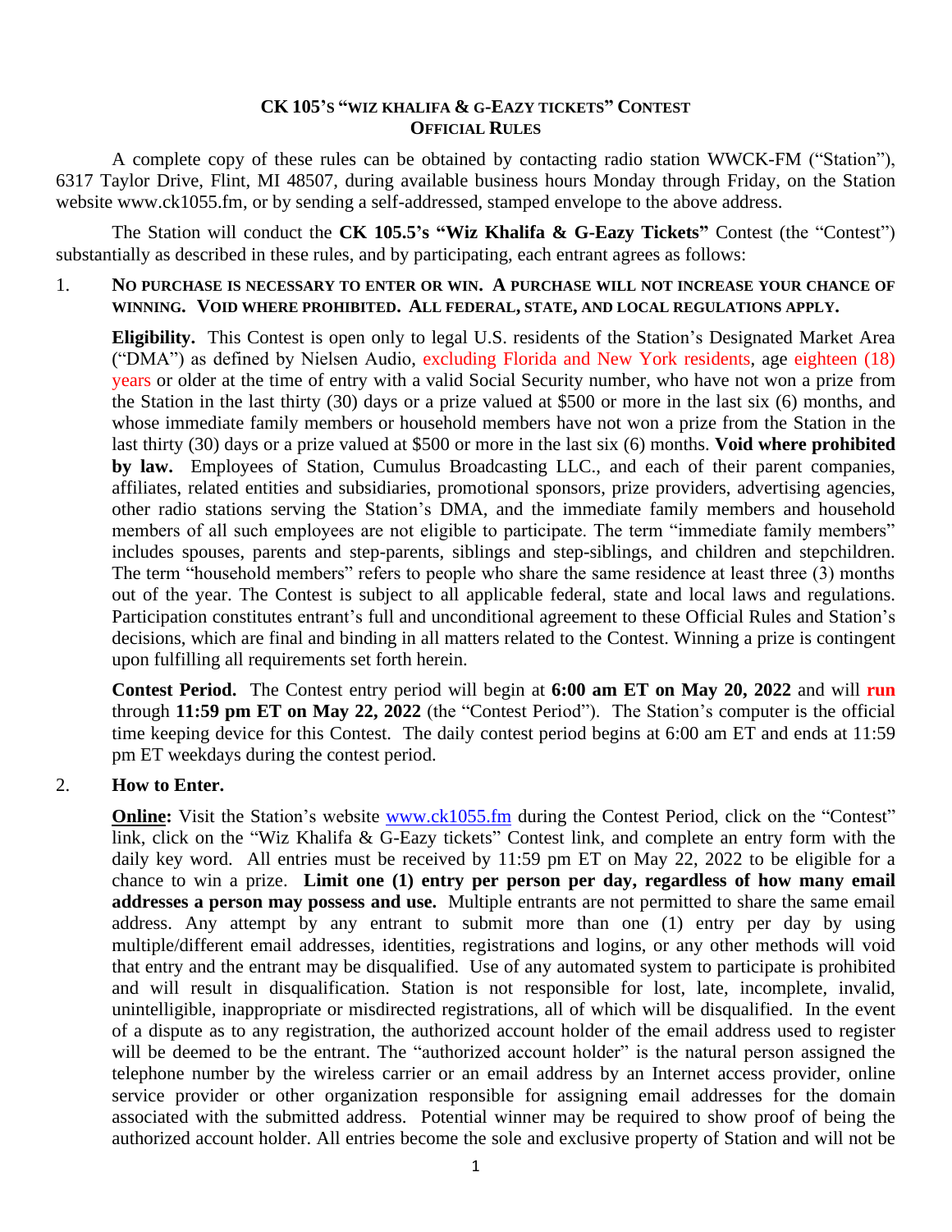# CK 105's "WIZ KHALIFA & G-EAZY TICKETS" CONTEST
## OFFICIAL RULES

A complete copy of these rules can be obtained by contacting radio station WWCK-FM ("Station"), 6317 Taylor Drive, Flint, MI 48507, during available business hours Monday through Friday, on the Station website www.ck1055.fm, or by sending a self-addressed, stamped envelope to the above address.

The Station will conduct the **CK 105.5's "Wiz Khalifa & G-Eazy Tickets"** Contest (the "Contest") substantially as described in these rules, and by participating, each entrant agrees as follows:

1. **NO PURCHASE IS NECESSARY TO ENTER OR WIN. A PURCHASE WILL NOT INCREASE YOUR CHANCE OF WINNING. VOID WHERE PROHIBITED. ALL FEDERAL, STATE, AND LOCAL REGULATIONS APPLY.**

   **Eligibility.** This Contest is open only to legal U.S. residents of the Station's Designated Market Area ("DMA") as defined by Nielsen Audio, excluding Florida and New York residents, age eighteen (18) years or older at the time of entry with a valid Social Security number, who have not won a prize from the Station in the last thirty (30) days or a prize valued at $500 or more in the last six (6) months, and whose immediate family members or household members have not won a prize from the Station in the last thirty (30) days or a prize valued at $500 or more in the last six (6) months. **Void where prohibited by law.** Employees of Station, Cumulus Broadcasting LLC., and each of their parent companies, affiliates, related entities and subsidiaries, promotional sponsors, prize providers, advertising agencies, other radio stations serving the Station's DMA, and the immediate family members and household members of all such employees are not eligible to participate. The term "immediate family members" includes spouses, parents and step-parents, siblings and step-siblings, and children and stepchildren. The term "household members" refers to people who share the same residence at least three (3) months out of the year. The Contest is subject to all applicable federal, state and local laws and regulations. Participation constitutes entrant's full and unconditional agreement to these Official Rules and Station's decisions, which are final and binding in all matters related to the Contest. Winning a prize is contingent upon fulfilling all requirements set forth herein.

   **Contest Period.** The Contest entry period will begin at **6:00 am ET on May 20, 2022** and will **run** through **11:59 pm ET on May 22, 2022** (the "Contest Period"). The Station's computer is the official time keeping device for this Contest. The daily contest period begins at 6:00 am ET and ends at 11:59 pm ET weekdays during the contest period.

2. **How to Enter.**

   **Online:** Visit the Station's website www.ck1055.fm during the Contest Period, click on the "Contest" link, click on the "Wiz Khalifa & G-Eazy tickets" Contest link, and complete an entry form with the daily key word. All entries must be received by 11:59 pm ET on May 22, 2022 to be eligible for a chance to win a prize. **Limit one (1) entry per person per day, regardless of how many email addresses a person may possess and use.** Multiple entrants are not permitted to share the same email address. Any attempt by any entrant to submit more than one (1) entry per day by using multiple/different email addresses, identities, registrations and logins, or any other methods will void that entry and the entrant may be disqualified. Use of any automated system to participate is prohibited and will result in disqualification. Station is not responsible for lost, late, incomplete, invalid, unintelligible, inappropriate or misdirected registrations, all of which will be disqualified. In the event of a dispute as to any registration, the authorized account holder of the email address used to register will be deemed to be the entrant. The "authorized account holder" is the natural person assigned the telephone number by the wireless carrier or an email address by an Internet access provider, online service provider or other organization responsible for assigning email addresses for the domain associated with the submitted address. Potential winner may be required to show proof of being the authorized account holder. All entries become the sole and exclusive property of Station and will not be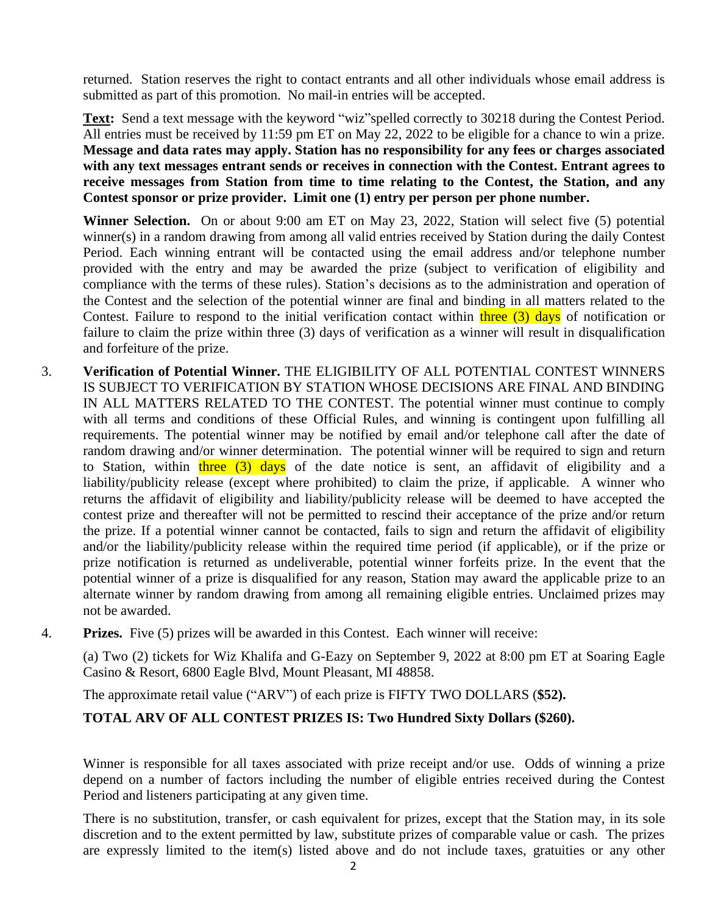returned. Station reserves the right to contact entrants and all other individuals whose email address is submitted as part of this promotion. No mail-in entries will be accepted.

**Text:** Send a text message with the keyword "wiz"spelled correctly to 30218 during the Contest Period. All entries must be received by 11:59 pm ET on May 22, 2022 to be eligible for a chance to win a prize. **Message and data rates may apply. Station has no responsibility for any fees or charges associated with any text messages entrant sends or receives in connection with the Contest. Entrant agrees to receive messages from Station from time to time relating to the Contest, the Station, and any Contest sponsor or prize provider. Limit one (1) entry per person per phone number.**

**Winner Selection.** On or about 9:00 am ET on May 23, 2022, Station will select five (5) potential winner(s) in a random drawing from among all valid entries received by Station during the daily Contest Period. Each winning entrant will be contacted using the email address and/or telephone number provided with the entry and may be awarded the prize (subject to verification of eligibility and compliance with the terms of these rules). Station's decisions as to the administration and operation of the Contest and the selection of the potential winner are final and binding in all matters related to the Contest. Failure to respond to the initial verification contact within three (3) days of notification or failure to claim the prize within three (3) days of verification as a winner will result in disqualification and forfeiture of the prize.

3. **Verification of Potential Winner.** THE ELIGIBILITY OF ALL POTENTIAL CONTEST WINNERS IS SUBJECT TO VERIFICATION BY STATION WHOSE DECISIONS ARE FINAL AND BINDING IN ALL MATTERS RELATED TO THE CONTEST. The potential winner must continue to comply with all terms and conditions of these Official Rules, and winning is contingent upon fulfilling all requirements. The potential winner may be notified by email and/or telephone call after the date of random drawing and/or winner determination. The potential winner will be required to sign and return to Station, within three (3) days of the date notice is sent, an affidavit of eligibility and a liability/publicity release (except where prohibited) to claim the prize, if applicable. A winner who returns the affidavit of eligibility and liability/publicity release will be deemed to have accepted the contest prize and thereafter will not be permitted to rescind their acceptance of the prize and/or return the prize. If a potential winner cannot be contacted, fails to sign and return the affidavit of eligibility and/or the liability/publicity release within the required time period (if applicable), or if the prize or prize notification is returned as undeliverable, potential winner forfeits prize. In the event that the potential winner of a prize is disqualified for any reason, Station may award the applicable prize to an alternate winner by random drawing from among all remaining eligible entries. Unclaimed prizes may not be awarded.

4. **Prizes.** Five (5) prizes will be awarded in this Contest. Each winner will receive:

   (a) Two (2) tickets for Wiz Khalifa and G-Eazy on September 9, 2022 at 8:00 pm ET at Soaring Eagle Casino & Resort, 6800 Eagle Blvd, Mount Pleasant, MI 48858.

   The approximate retail value ("ARV") of each prize is FIFTY TWO DOLLARS (**$52).**

   **TOTAL ARV OF ALL CONTEST PRIZES IS: Two Hundred Sixty Dollars ($260).**

   Winner is responsible for all taxes associated with prize receipt and/or use. Odds of winning a prize depend on a number of factors including the number of eligible entries received during the Contest Period and listeners participating at any given time.

   There is no substitution, transfer, or cash equivalent for prizes, except that the Station may, in its sole discretion and to the extent permitted by law, substitute prizes of comparable value or cash. The prizes are expressly limited to the item(s) listed above and do not include taxes, gratuities or any other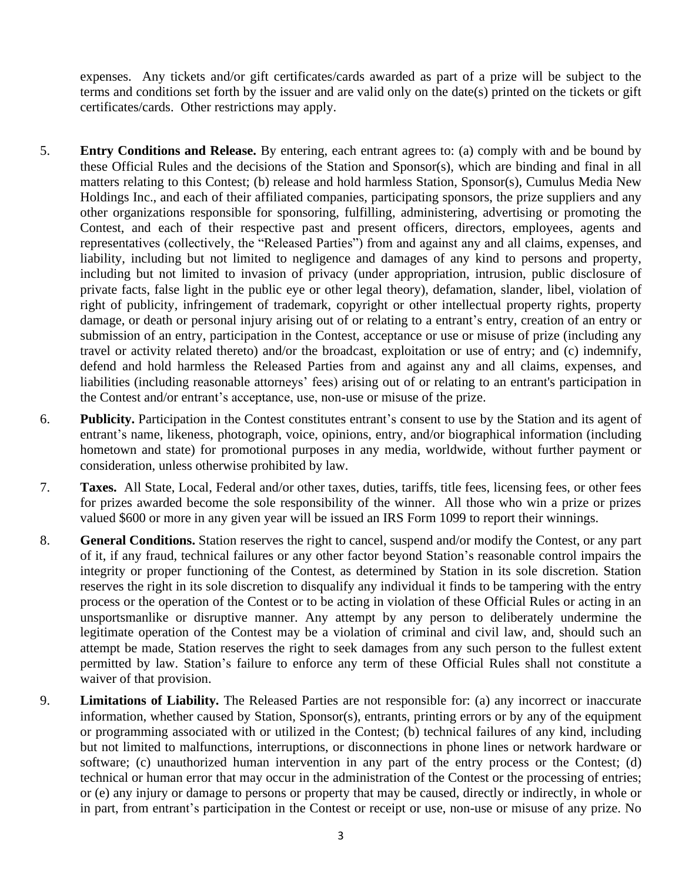expenses. Any tickets and/or gift certificates/cards awarded as part of a prize will be subject to the terms and conditions set forth by the issuer and are valid only on the date(s) printed on the tickets or gift certificates/cards. Other restrictions may apply.

5. **Entry Conditions and Release.** By entering, each entrant agrees to: (a) comply with and be bound by these Official Rules and the decisions of the Station and Sponsor(s), which are binding and final in all matters relating to this Contest; (b) release and hold harmless Station, Sponsor(s), Cumulus Media New Holdings Inc., and each of their affiliated companies, participating sponsors, the prize suppliers and any other organizations responsible for sponsoring, fulfilling, administering, advertising or promoting the Contest, and each of their respective past and present officers, directors, employees, agents and representatives (collectively, the "Released Parties") from and against any and all claims, expenses, and liability, including but not limited to negligence and damages of any kind to persons and property, including but not limited to invasion of privacy (under appropriation, intrusion, public disclosure of private facts, false light in the public eye or other legal theory), defamation, slander, libel, violation of right of publicity, infringement of trademark, copyright or other intellectual property rights, property damage, or death or personal injury arising out of or relating to a entrant's entry, creation of an entry or submission of an entry, participation in the Contest, acceptance or use or misuse of prize (including any travel or activity related thereto) and/or the broadcast, exploitation or use of entry; and (c) indemnify, defend and hold harmless the Released Parties from and against any and all claims, expenses, and liabilities (including reasonable attorneys' fees) arising out of or relating to an entrant's participation in the Contest and/or entrant's acceptance, use, non-use or misuse of the prize.

6. **Publicity.** Participation in the Contest constitutes entrant's consent to use by the Station and its agent of entrant's name, likeness, photograph, voice, opinions, entry, and/or biographical information (including hometown and state) for promotional purposes in any media, worldwide, without further payment or consideration, unless otherwise prohibited by law.

7. **Taxes.** All State, Local, Federal and/or other taxes, duties, tariffs, title fees, licensing fees, or other fees for prizes awarded become the sole responsibility of the winner. All those who win a prize or prizes valued $600 or more in any given year will be issued an IRS Form 1099 to report their winnings.

8. **General Conditions.** Station reserves the right to cancel, suspend and/or modify the Contest, or any part of it, if any fraud, technical failures or any other factor beyond Station's reasonable control impairs the integrity or proper functioning of the Contest, as determined by Station in its sole discretion. Station reserves the right in its sole discretion to disqualify any individual it finds to be tampering with the entry process or the operation of the Contest or to be acting in violation of these Official Rules or acting in an unsportsmanlike or disruptive manner. Any attempt by any person to deliberately undermine the legitimate operation of the Contest may be a violation of criminal and civil law, and, should such an attempt be made, Station reserves the right to seek damages from any such person to the fullest extent permitted by law. Station's failure to enforce any term of these Official Rules shall not constitute a waiver of that provision.

9. **Limitations of Liability.** The Released Parties are not responsible for: (a) any incorrect or inaccurate information, whether caused by Station, Sponsor(s), entrants, printing errors or by any of the equipment or programming associated with or utilized in the Contest; (b) technical failures of any kind, including but not limited to malfunctions, interruptions, or disconnections in phone lines or network hardware or software; (c) unauthorized human intervention in any part of the entry process or the Contest; (d) technical or human error that may occur in the administration of the Contest or the processing of entries; or (e) any injury or damage to persons or property that may be caused, directly or indirectly, in whole or in part, from entrant's participation in the Contest or receipt or use, non-use or misuse of any prize. No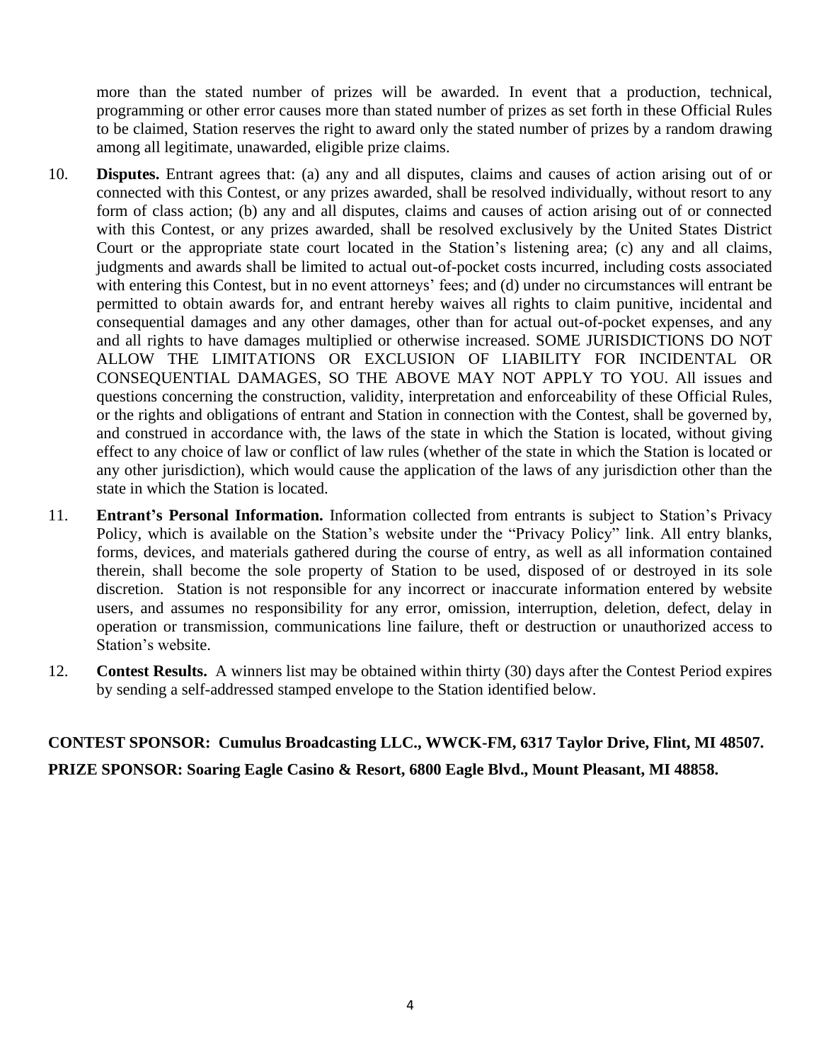more than the stated number of prizes will be awarded. In event that a production, technical, programming or other error causes more than stated number of prizes as set forth in these Official Rules to be claimed, Station reserves the right to award only the stated number of prizes by a random drawing among all legitimate, unawarded, eligible prize claims.

10. **Disputes.** Entrant agrees that: (a) any and all disputes, claims and causes of action arising out of or connected with this Contest, or any prizes awarded, shall be resolved individually, without resort to any form of class action; (b) any and all disputes, claims and causes of action arising out of or connected with this Contest, or any prizes awarded, shall be resolved exclusively by the United States District Court or the appropriate state court located in the Station's listening area; (c) any and all claims, judgments and awards shall be limited to actual out-of-pocket costs incurred, including costs associated with entering this Contest, but in no event attorneys' fees; and (d) under no circumstances will entrant be permitted to obtain awards for, and entrant hereby waives all rights to claim punitive, incidental and consequential damages and any other damages, other than for actual out-of-pocket expenses, and any and all rights to have damages multiplied or otherwise increased. SOME JURISDICTIONS DO NOT ALLOW THE LIMITATIONS OR EXCLUSION OF LIABILITY FOR INCIDENTAL OR CONSEQUENTIAL DAMAGES, SO THE ABOVE MAY NOT APPLY TO YOU. All issues and questions concerning the construction, validity, interpretation and enforceability of these Official Rules, or the rights and obligations of entrant and Station in connection with the Contest, shall be governed by, and construed in accordance with, the laws of the state in which the Station is located, without giving effect to any choice of law or conflict of law rules (whether of the state in which the Station is located or any other jurisdiction), which would cause the application of the laws of any jurisdiction other than the state in which the Station is located.

11. **Entrant's Personal Information.** Information collected from entrants is subject to Station's Privacy Policy, which is available on the Station's website under the "Privacy Policy" link. All entry blanks, forms, devices, and materials gathered during the course of entry, as well as all information contained therein, shall become the sole property of Station to be used, disposed of or destroyed in its sole discretion. Station is not responsible for any incorrect or inaccurate information entered by website users, and assumes no responsibility for any error, omission, interruption, deletion, defect, delay in operation or transmission, communications line failure, theft or destruction or unauthorized access to Station's website.

12. **Contest Results.** A winners list may be obtained within thirty (30) days after the Contest Period expires by sending a self-addressed stamped envelope to the Station identified below.

**CONTEST SPONSOR: Cumulus Broadcasting LLC., WWCK-FM, 6317 Taylor Drive, Flint, MI 48507.**

**PRIZE SPONSOR: Soaring Eagle Casino & Resort, 6800 Eagle Blvd., Mount Pleasant, MI 48858.**